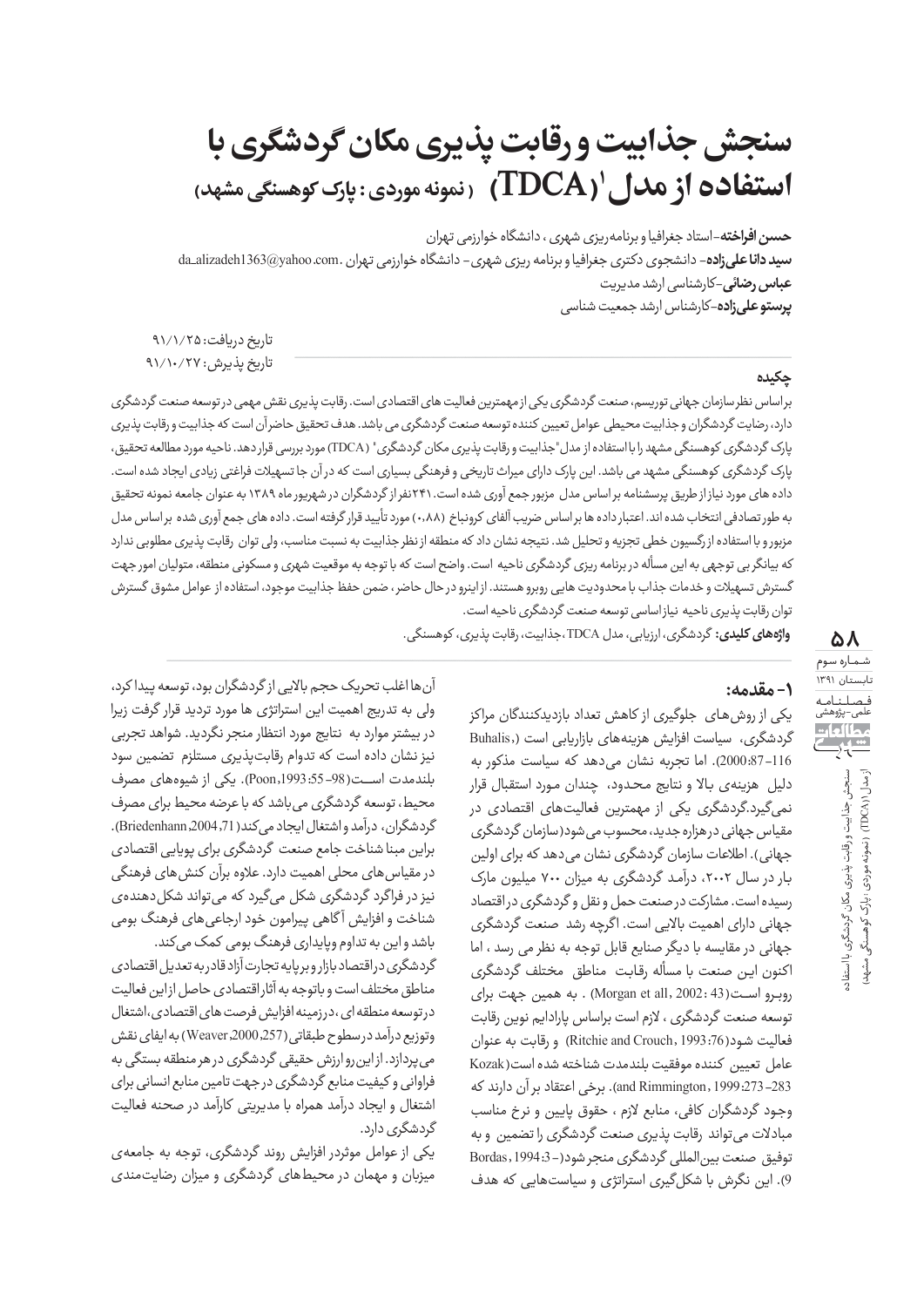# سنجش جذابیت و رقابت پذیری مکان گردشگری با استفاده از مدل[1] (TDCA) (نمونه موردی: پارک کوهسنگی مشهد)

**حسن افراخته**-استاد جغرافیا و برنامه‌ریزی شهری، دانشگاه خوارزمی تهران

**سید دانا علی‌زاده**- دانشجوی دکتری جغرافیا و برنامه ریزی شهری- دانشگاه خوارزمی تهران. da_alizadeh1363@yahoo.com

**عباس رضائی**-کارشناسی ارشد مدیریت

**پرستو علی‌زاده**-کارشناس ارشد جمعیت شناسی

تاریخ دریافت: ۹۱/۱/۲۵

تاریخ پذیرش: ۹۱/۱۰/۲۷

## چکیده

براساس نظر سازمان جهانی توریسم، صنعت گردشگری یکی از مهمترین فعالیت های اقتصادی است. رقابت پذیری نقش مهمی در توسعه صنعت گردشگری دارد، رضایت گردشگران و جذابیت محیطی عوامل تعیین کننده توسعه صنعت گردشگری می باشد. هدف تحقیق حاضر آن است که جذابیت و رقابت پذیری پارک گردشگری کوهسنگی مشهد را با استفاده از مدل "جذابیت و رقابت پذیری مکان گردشگری" (TDCA) مورد بررسی قرار دهد. ناحیه مورد مطالعه تحقیق، پارک گردشگری کوهسنگی مشهد می باشد. این پارک دارای میراث تاریخی و فرهنگی بسیاری است که در آن جا تسهیلات فراغتی زیادی ایجاد شده است. داده های مورد نیاز از طریق پرسشنامه بر اساس مدل مزبور جمع آوری شده است. ۲۴۱ نفر از گردشگران در شهریور ماه ۱۳۸۹ به عنوان جامعه نمونه تحقیق به طور تصادفی انتخاب شده اند. اعتبار داده ها براساس ضریب آلفای کرونباخ (۰،۸۸) مورد تأیید قرار گرفته است. داده های جمع آوری شده براساس مدل مزبور و با استفاده از رگرسیون خطی تجزیه و تحلیل شد. نتیجه نشان داد که منطقه از نظر جذابیت به نسبت مناسب، ولی توان رقابت پذیری مطلوبی ندارد که بیانگر بی توجهی به این مسأله در برنامه ریزی گردشگری ناحیه است. واضح است که با توجه به موقعیت شهری و مسکونی منطقه، متولیان امور جهت گسترش تسهیلات و خدمات جذاب با محدودیت هایی روبرو هستند. از اینرو در حال حاضر، ضمن حفظ جذابیت موجود، استفاده از عوامل مشوق گسترش توان رقابت پذیری ناحیه نیاز اساسی توسعه صنعت گردشگری ناحیه است.

**واژه‌های کلیدی:** گردشگری، ارزیابی، مدل TDCA، جذابیت، رقابت پذیری، کوهسنگی.

## ۱- مقدمه:

یکی از روش‌های جلوگیری از کاهش تعداد بازدیدکنندگان مراکز گردشگری، سیاست افزایش هزینه‌های بازاریابی است (Buhalis, 2000:87-116). اما تجربه نشان می‌دهد که سیاست مذکور به دلیل هزینه‌ی بالا و نتایج محدود، چندان مورد استقبال قرار نمی‌گیرد.گردشگری یکی از مهمترین فعالیت‌های اقتصادی در مقیاس جهانی در هزاره جدید، محسوب می‌شود(سازمان گردشگری جهانی). اطلاعات سازمان گردشگری نشان می‌دهد که برای اولین بار در سال ۲۰۰۲، درآمد گردشگری به میزان ۷۰۰ میلیون مارک رسیده است. مشارکت در صنعت حمل و نقل و گردشگری در اقتصاد جهانی دارای اهمیت بالایی است. اگرچه رشد صنعت گردشگری جهانی در مقایسه با دیگر صنایع قابل توجه به نظر می رسد ، اما اکنون این صنعت با مسأله رقابت مناطق مختلف گردشگری روبرو است(Morgan et all, 2002: 43) . به همین جهت برای توسعه صنعت گردشگری ، لازم است براساس پارادایم نوین رقابت فعالیت شود(Ritchie and Crouch, 1993:76) و رقابت به عنوان عامل تعیین کننده موفقیت بلندمدت شناخته شده است(Kozak and Rimmington, 1999:273-283). برخی اعتقاد بر آن دارند که وجود گردشگران کافی، منابع لازم ، حقوق پایین و نرخ مناسب مبادلات می‌تواند رقابت پذیری صنعت گردشگری را تضمین و به توفیق صنعت بین‌المللی گردشگری منجر شود(Bordas, 1994:3-9). این نگرش با شکل‌گیری استراتژی و سیاست‌هایی که هدف آن‌ها اغلب تحریک حجم بالایی از گردشگران بود، توسعه پیدا کرد، ولی به تدریج اهمیت این استراتژی ها مورد تردید قرار گرفت زیرا در بیشتر موارد به نتایج مورد انتظار منجر نگردید. شواهد تجربی نیز نشان داده است که تداوم رقابت‌پذیری مستلزم تضمین سود بلندمدت است(Poon,1993:55-98). یکی از شیوه‌های مصرف محیط، توسعه گردشگری می‌باشد که با عرضه محیط برای مصرف گردشگران، درآمد و اشتغال ایجاد می‌کند(Briedenhann,2004,71). براین مبنا شناخت جامع صنعت گردشگری برای پویایی اقتصادی در مقیاس‌های محلی اهمیت دارد. علاوه برآن کنش‌های فرهنگی نیز در فراگرد گردشگری شکل می‌گیرد که می‌تواند شکل‌دهنده‌ی شناخت و افزایش آگاهی پیرامون خود ارجاعی‌های فرهنگ بومی باشد و این به تداوم وپایداری فرهنگ بومی کمک می‌کند.

گردشگری دراقتصاد بازار و برپایه تجارت آزاد قادر به تعدیل اقتصادی مناطق مختلف است و باتوجه به آثار اقتصادی حاصل از این فعالیت در توسعه منطقه ای، درزمینه افزایش فرصت های اقتصادی، اشتغال وتوزیع درآمد درسطوح طبقاتی(Weaver,2000,257) به ایفای نقش می‌پردازد. از این رو ارزش حقیقی گردشگری در هر منطقه بستگی به فراوانی و کیفیت منابع گردشگری در جهت تامین منابع انسانی برای اشتغال و ایجاد درآمد همراه با مدیریتی کارآمد در صحنه فعالیت گردشگری دارد.

یکی از عوامل موثردر افزایش روند گردشگری، توجه به جامعه‌ی میزبان و مهمان در محیط‌های گردشگری و میزان رضایت‌مندی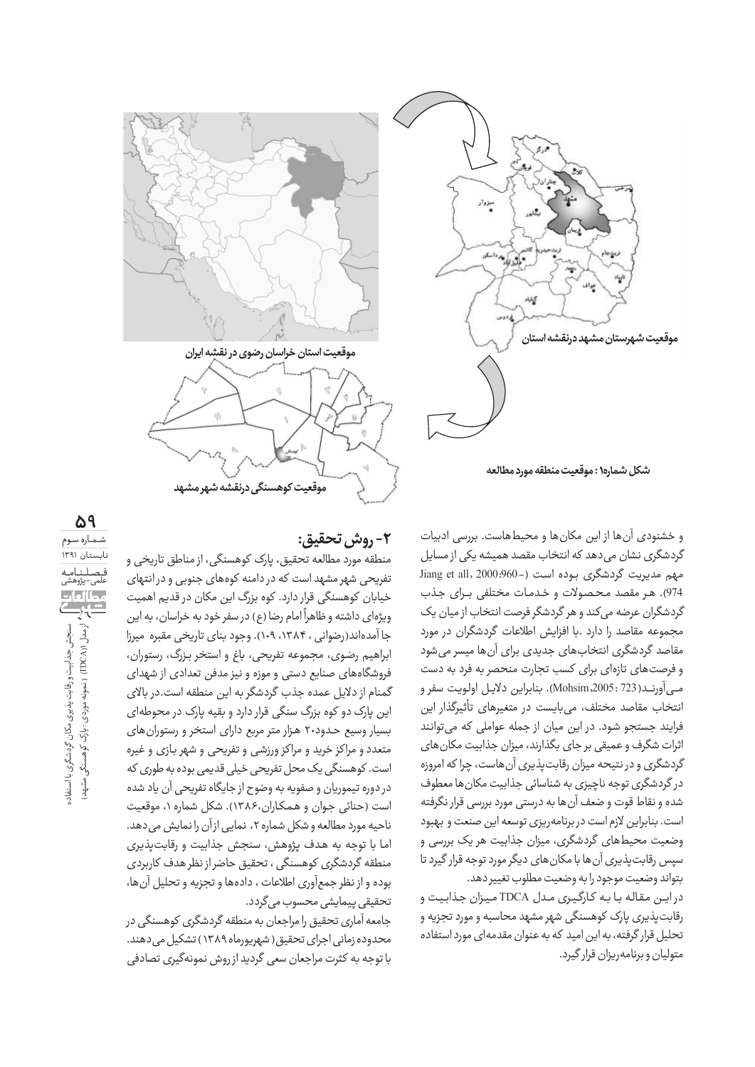موقعیت استان خراسان رضوی در نقشه ایران

موقعیت شهرستان مشهد درنقشه استان

موقعیت کوهسنگی درنقشه شهر مشهد

شکل شماره۱ : موقعیت منطقه مورد مطالعه

و خشنودی آن‌ها از این مکان‌ها و محیط‌هاست. بررسی ادبیات گردشگری نشان می‌دهد که انتخاب مقصد همیشه یکی از مسایل مهم مدیریت گردشگری بوده است (Jiang et all، 2000:960-974). هر مقصد محصولات و خدمات مختلفی برای جذب گردشگران عرضه می‌کند و هر گردشگر فرصت انتخاب از میان یک مجموعه مقاصد را دارد. با افزایش اطلاعات گردشگران در مورد مقاصد گردشگری انتخاب‌های جدیدی برای آن‌ها میسر می‌شود و فرصت‌های تازه‌ای برای کسب تجارت منحصر به فرد به دست می‌آورند(Mohsim,2005: 723). بنابراین دلایل اولویت سفر و انتخاب مقاصد مختلف، می‌بایست در متغیرهای تأثیرگذار این فرایند جستجو شود. در این میان از جمله عواملی که می‌توانند اثرات شگرف و عمیقی بر جای بگذارند، میزان جذابیت مکان‌های گردشگری و در نتیجه میزان رقابت‌پذیری آن‌هاست، چرا که امروزه در گردشگری توجه ناچیزی به شناسائی جذابیت مکان‌ها معطوف شده و نقاط قوت و ضعف آن‌ها به درستی مورد بررسی قرار نگرفته است. بنابراین لازم است در برنامه‌ریزی توسعه این صنعت و بهبود وضعیت محیط‌های گردشگری، میزان جذابیت هر یک بررسی و سپس رقابت‌پذیری آن‌ها با مکان‌های دیگر مورد توجه قرار گیرد تا بتواند وضعیت موجود را به وضعیت مطلوب تغییر دهد.

در این مقاله با به کارگیری مدل TDCA میزان جذابیت و رقابت‌پذیری پارک کوهسنگی شهر مشهد محاسبه و مورد تجزیه و تحلیل قرار گرفته، به این امید که به عنوان مقدمه‌ای مورد استفاده متولیان و برنامه‌ریزان قرار گیرد.

## ۲- روش تحقیق:

منطقه مورد مطالعه تحقیق، پارک کوهسنگی، از مناطق تاریخی و تفریحی شهر مشهد است که در دامنه کوه‌های جنوبی و در انتهای خیابان کوهسنگی قرار دارد. کوه بزرگ این مکان در قدیم اهمیت ویژه‌ای داشته و ظاهراً امام رضا (ع) در سفر خود به خراسان، به این جا آمده‌اند(رضوانی ، ۱۳۸۴، ۱۰۹). وجود بنای تاریخی مقبره میرزا ابراهیم رضوی، مجموعه تفریحی، باغ و استخر بزرگ، رستوران، فروشگاه‌های صنایع دستی و موزه و نیز مدفن تعدادی از شهدای گمنام از دلایل عمده جذب گردشگر به این منطقه است.در بالای این پارک دو کوه بزرگ سنگی قرار دارد و بقیه پارک در محوطه‌ای بسیار وسیع حدود۲۰ هزار متر مربع دارای استخر و رستوران‌های متعدد و مراکز خرید و مراکز ورزشی و تفریحی و شهر بازی و غیره است. کوهسنگی یک محل تفریحی خیلی قدیمی بوده به طوری که در دوره تیموریان و صفویه به وضوح از جایگاه تفریحی آن یاد شده است (حنائی جوان و همکاران،۱۳۸۶). شکل شماره ۱، موقعیت ناحیه مورد مطالعه و شکل شماره ۲، نمایی ازآن را نمایش می‌دهد. اما با توجه به هدف پژوهش، سنجش جذابیت و رقابت‌پذیری منطقه گردشگری کوهسنگی ، تحقیق حاضر از نظر هدف کاربردی بوده و از نظر جمع‌آوری اطلاعات ، داده‌ها و تجزیه و تحلیل آن‌ها، تحقیقی پیمایشی محسوب می‌گردد.

جامعه آماری تحقیق را مراجعان به منطقه گردشگری کوهسنگی در محدوده زمانی اجرای تحقیق( شهریورماه ۱۳۸۹) تشکیل می‌دهند. با توجه به کثرت مراجعان سعی گردید از روش نمونه‌گیری تصادفی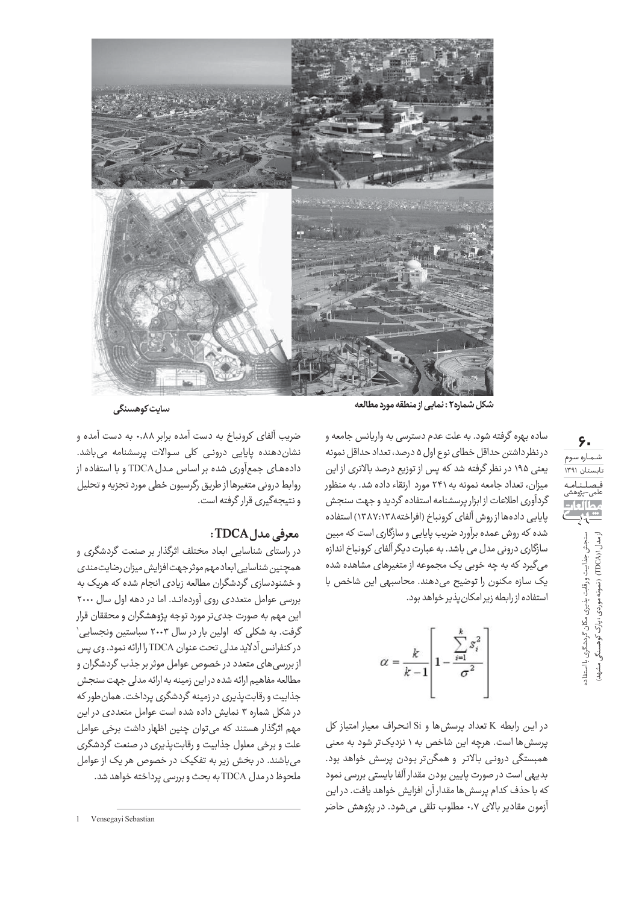شکل شماره۲ : نمایی از منطقه مورد مطالعه

سایت کوهسنگی

ساده بهره گرفته شود. به علت عدم دسترسی به واریانس جامعه و درنظرداشتن حداقل خطای نوع اول ۵ درصد، تعداد حداقل نمونه یعنی ۱۹۵ در نظر گرفته شد که پس از توزیع درصد بالاتری از این میزان، تعداد جامعه نمونه به ۲۴۱ مورد ارتقاء داده شد. به منظور گردآوری اطلاعات از ابزار پرسشنامه استفاده گردید و جهت سنجش پایایی داده‌ها از روش آلفای کرونباخ (افراخته۱۳۸:۱۳۸۷) استفاده شده که روش عمده برآورد ضریب پایایی و سازگاری است که مبین سازگاری درونی مدل می باشد. به عبارت دیگر آلفای کرونباخ اندازه می‌گیرد که به چه خوبی یک مجموعه از متغیرهای مشاهده شده یک سازه مکنون را توضیح می‌دهند. محاسبهی این شاخص با استفاده از رابطه زیرامکان‌پذیر خواهد بود.

$$\alpha = \frac{k}{k-1}\left[1 - \frac{\sum_{i=1}^{k} s_i^2}{\sigma^2}\right]$$

در این رابطه K تعداد پرسش‌ها و Si انحراف معیار امتیاز کل پرسش‌ها است. هرچه این شاخص به ۱ نزدیک‌تر شود به معنی همبستگی درونی بالاتر و همگن‌تر بودن پرسش خواهد بود. بدیهی است در صورت پایین بودن مقدار آلفا بایستی بررسی نمود که با حذف کدام پرسش‌ها مقدار آن افزایش خواهد یافت. در این آزمون مقادیر بالای ۰،۷ مطلوب تلقی می‌شود. در پژوهش حاضر ضریب آلفای کرونباخ به دست آمده برابر ۰،۸۸ به دست آمده و نشان‌دهنده پایایی درونی کلی سوالات پرسشنامه می‌باشد. داده‌های جمع‌آوری شده بر اساس مدل TDCA و با استفاده از روابط درونی متغیرها از طریق رگرسیون خطی مورد تجزیه و تحلیل و نتیجه‌گیری قرار گرفته است.

## معرفی مدل TDCA:

در راستای شناسایی ابعاد مختلف اثرگذار بر صنعت گردشگری و همچنین شناسایی ابعاد مهم موثرجهت افزایش میزان رضایت‌مندی و خشنودسازی گردشگران مطالعه زیادی انجام شده که هریک به بررسی عوامل متعددی روی آورده‌اند. اما در دهه اول سال ۲۰۰۰ این مهم به صورت جدی‌تر مورد توجه پژوهشگران و محققان قرار گرفت. به شکلی که اولین بار در سال ۲۰۰۳ سباستین ونجسایی[1] در کنفرانس آدلاید مدلی تحت عنوان TDCA را ارائه نمود. وی پس از بررسی‌های متعدد در خصوص عوامل موثر بر جذب گردشگران و مطالعه مفاهیم ارائه شده در این زمینه به ارائه مدلی جهت سنجش جذابیت و رقابت‌پذیری در زمینه گردشگری پرداخت. همان‌طور که در شکل شماره ۳ نمایش داده شده است عوامل متعددی در این مهم اثرگذار هستند که می‌توان چنین اظهار داشت برخی عوامل علت و برخی معلول جذابیت و رقابت‌پذیری در صنعت گردشگری می‌باشند. در بخش زیر به تفکیک در خصوص هر یک از عوامل ملحوظ در مدل TDCA به بحث و بررسی پرداخته خواهد شد.

---

1 Vensegayi Sebastian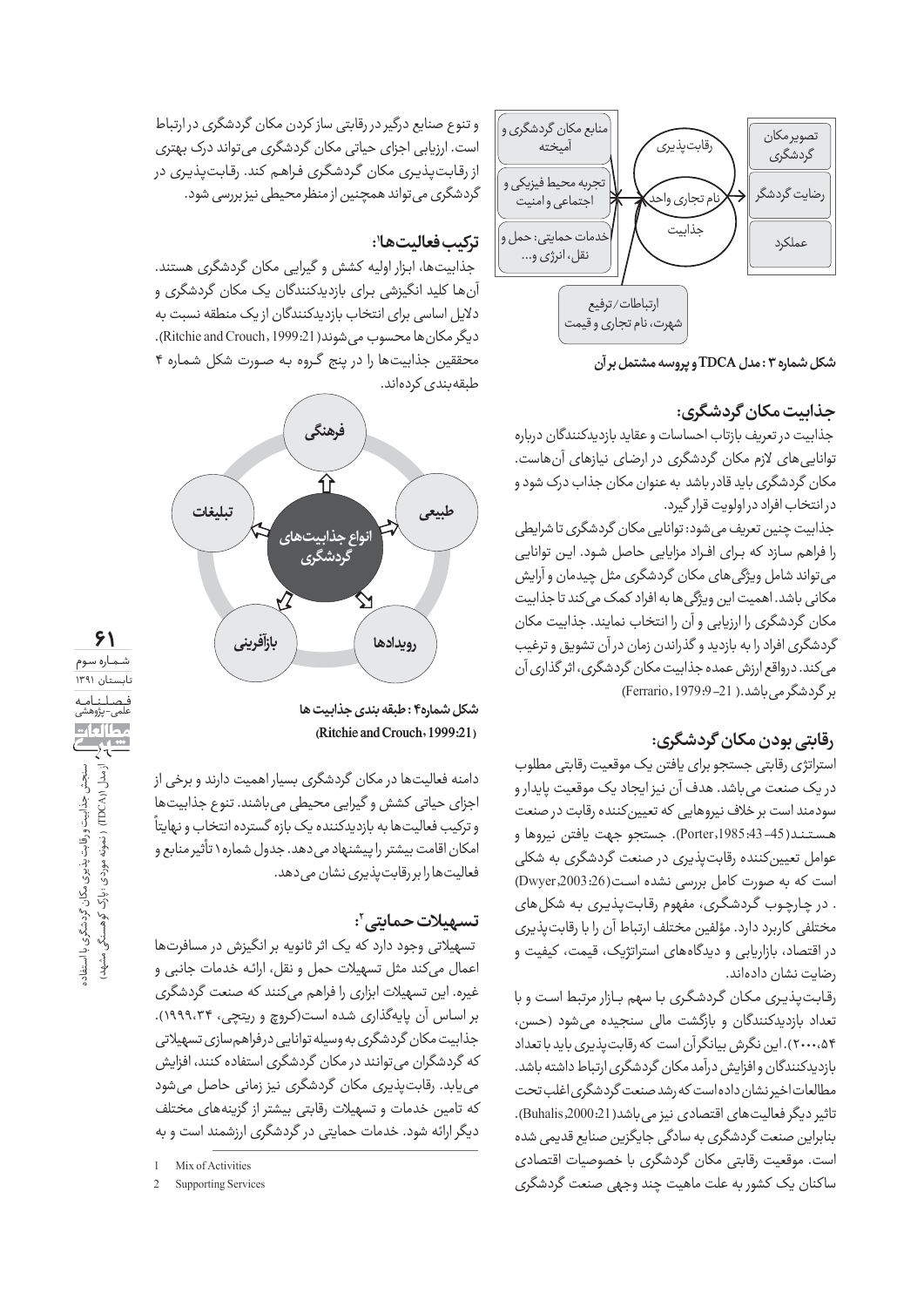منابع مکان گردشگری و آمیخته | تجربه محیط فیزیکی و اجتماعی و امنیت | خدمات حمایتی: حمل و نقل، انرژی و... | رقابت‌پذیری | نام تجاری واحد | جذابیت | تصویر مکان گردشگری | رضایت گردشگر | عملکرد | ارتباطات/ترفیع شهرت، نام تجاری و قیمت

**شکل شماره ۳ : مدل TDCA و پروسه مشتمل بر آن**

### جذابیت مکان گردشگری:

جذابیت در تعریف بازتاب احساسات و عقاید بازدیدکنندگان درباره توانایی‌های لازم مکان گردشگری در ارضای نیازهای آن‌هاست. مکان گردشگری باید قادر باشد به عنوان مکان جذاب درک شود و در انتخاب افراد در اولویت قرار گیرد.

جذابیت چنین تعریف می‌شود: توانایی مکان گردشگری تا شرایطی را فراهم سازد که برای افراد مزایایی حاصل شود. این توانایی می‌تواند شامل ویژگی‌های مکان گردشگری مثل چیدمان و آرایش مکانی باشد. اهمیت این ویژگی‌ها به افراد کمک می‌کند تا جذابیت مکان گردشگری را ارزیابی و آن را انتخاب نمایند. جذابیت مکان گردشگری افراد را به بازدید و گذراندن زمان در آن تشویق و ترغیب می‌کند. درواقع ارزش عمده جذابیت مکان گردشگری، اثرگذاری آن بر گردشگر می‌باشد. (Ferrario, 1979:9–21)

### رقابتی بودن مکان گردشگری:

استراتژی رقابتی جستجو برای یافتن یک موقعیت رقابتی مطلوب در یک صنعت می‌باشد. هدف آن نیز ایجاد یک موقعیت پایدار و سودمند است بر خلاف نیروهایی که تعیین‌کننده رقابت در صنعت هستند (Porter,1985:43-45). جستجو جهت یافتن نیروها و عوامل تعیین‌کننده رقابت‌پذیری در صنعت گردشگری به شکلی است که به صورت کامل بررسی نشده است (Dwyer,2003:26). در چارچوب گردشگری، مفهوم رقابت‌پذیری به شکل‌های مختلفی کاربرد دارد. مؤلفین مختلف ارتباط آن را با رقابت‌پذیری در اقتصاد، بازاریابی و دیدگاه‌های استراتژیک، قیمت، کیفیت و رضایت نشان داده‌اند.

رقابت‌پذیری مکان گردشگری با سهم بازار مرتبط است و با تعداد بازدیدکنندگان و بازگشت مالی سنجیده می‌شود (حسن، ۲۰۰۰،۵۴). این نگرش بیانگر آن است که رقابت‌پذیری باید با تعداد بازدیدکنندگان و افزایش درآمد مکان گردشگری ارتباط داشته باشد. مطالعات اخیر نشان داده است که رشد صنعت گردشگری اغلب تحت تاثیر دیگر فعالیت‌های اقتصادی نیز می‌باشد (Buhalis,2000:21). بنابراین صنعت گردشگری به سادگی جایگزین صنایع قدیمی شده است. موقعیت رقابتی مکان گردشگری با خصوصیات اقتصادی ساکنان یک کشور به علت ماهیت چند وجهی صنعت گردشگری و تنوع صنایع درگیر در رقابتی ساز کردن مکان گردشگری در ارتباط است. ارزیابی اجزای حیاتی مکان گردشگری می‌تواند درک بهتری از رقابت‌پذیری مکان گردشگری فراهم کند. رقابت‌پذیری در گردشگری می‌تواند همچنین از منظر محیطی نیز بررسی شود.

### ترکیب فعالیت‌ها[1]:

جذابیت‌ها، ابزار اولیه کشش و گیرایی مکان گردشگری هستند. آن‌ها کلید انگیزشی برای بازدیدکنندگان یک مکان گردشگری و دلایل اساسی برای انتخاب بازدیدکنندگان از یک منطقه نسبت به دیگر مکان‌ها محسوب می‌شوند (Ritchie and Crouch, 1999:21). محققین جذابیت‌ها را در پنج گروه به صورت شکل شماره ۴ طبقه‌بندی کرده‌اند.

انواع جذابیت‌های گردشگری: فرهنگی | طبیعی | رویدادها | بازآفرینی | تبلیغات

**شکل شماره۴ : طبقه بندی جذابیت ها (Ritchie and Crouch، 1999:21)**

دامنه فعالیت‌ها در مکان گردشگری بسیار اهمیت دارند و برخی از اجزای حیاتی کشش و گیرایی محیطی می‌باشند. تنوع جذابیت‌ها و ترکیب فعالیت‌ها به بازدیدکننده یک بازه گسترده انتخاب و نهایتاً امکان اقامت بیشتر را پیشنهاد می‌دهد. جدول شماره ۱ تأثیر منابع و فعالیت‌ها را بر رقابت‌پذیری نشان می‌دهد.

### تسهیلات حمایتی[2]:

تسهیلاتی وجود دارد که یک اثر ثانویه بر انگیزش در مسافرت‌ها اعمال می‌کند مثل تسهیلات حمل و نقل، ارائه خدمات جانبی و غیره. این تسهیلات ابزاری را فراهم می‌کنند که صنعت گردشگری بر اساس آن پایه‌گذاری شده است (کروچ و ریتچی، ۱۹۹۹،۳۴). جذابیت مکان گردشگری به وسیله توانایی در فراهم‌سازی تسهیلاتی که گردشگران می‌توانند در مکان گردشگری استفاده کنند، افزایش می‌یابد. رقابت‌پذیری مکان گردشگری نیز زمانی حاصل می‌شود که تامین خدمات و تسهیلات رقابتی بیشتر از گزینه‌های مختلف دیگر ارائه شود. خدمات حمایتی در گردشگری ارزشمند است و به

---

1 Mix of Activities

2 Supporting Services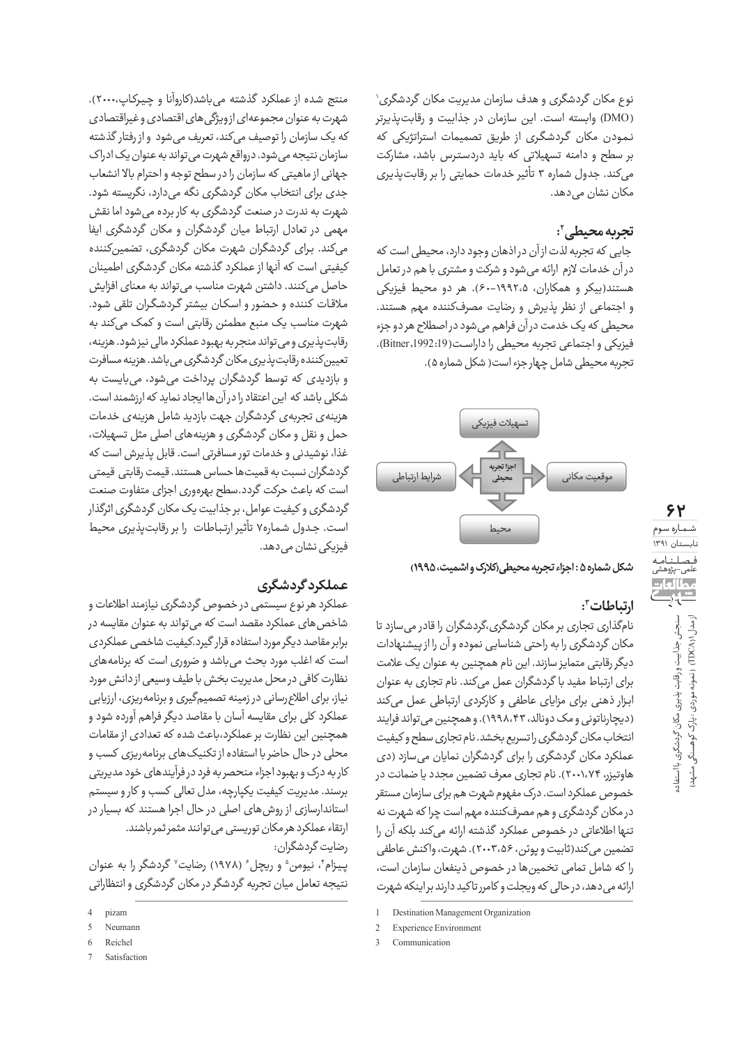نوع مکان گردشگری و هدف سازمان مدیریت مکان گردشگری[1] (DMO) وابسته است. این سازمان در جذابیت و رقابت‌پذیرتر نمودن مکان گردشگری از طریق تصمیمات استراتژیکی که بر سطح و دامنه تسهیلاتی که باید دردسترس باشد، مشارکت می‌کند. جدول شماره ۳ تأثیر خدمات حمایتی را بر رقابت‌پذیری مکان نشان می‌دهد.

## تجربه محیطی[2]:

جایی که تجربه لذت از آن در اذهان وجود دارد، محیطی است که در آن خدمات لازم ارائه می‌شود و شرکت و مشتری با هم در تعامل هستند(بیکر و همکاران، ۱۹۹۲،۵–۶۰). هر دو محیط فیزیکی و اجتماعی از نظر پذیرش و رضایت مصرف‌کننده مهم هستند. محیطی که یک خدمت در آن فراهم می‌شود در اصطلاح هر دو جزء فیزیکی و اجتماعی تجربه محیطی را داراست(Bitner,1992:19). تجربه محیطی شامل چهار جزء است( شکل شماره ۵).

| | تسهیلات فیزیکی | |
|---|---|---|
| موقعیت مکانی | اجزا تجربه محیطی | شرایط ارتباطی |
| | محیط | |

**شکل شماره ۵ : اجزاء تجربه محیطی(کلارک و اشمیت، ۱۹۹۵)**

## ارتباطات[3]:

نام‌گذاری تجاری بر مکان گردشگری،گردشگران را قادر می‌سازد تا مکان گردشگری را به راحتی شناسایی نموده و آن را از پیشنهادات دیگر رقابتی متمایز سازند. این نام همچنین به عنوان یک علامت برای ارتباط مفید با گردشگران عمل می‌کند. نام تجاری به عنوان ابزار ذهنی برای مزایای عاطفی و کارکردی ارتباطی عمل می‌کند (دیچارناتونی و مک دونالد، ۱۹۹۸،۴۳). و همچنین می‌تواند فرایند انتخاب مکان گردشگری را تسریع بخشد. نام تجاری سطح و کیفیت عملکرد مکان گردشگری را برای گردشگران نمایان می‌سازد (دی هاوتیزر، ۲۰۰۱،۷۴). نام تجاری معرف تضمین مجدد یا ضمانت در خصوص عملکرد است. درک مفهوم شهرت هم برای سازمان مستقر در مکان گردشگری و هم مصرف‌کننده مهم است چرا که شهرت نه تنها اطلاعاتی در خصوص عملکرد گذشته ارائه می‌کند بلکه آن را تضمین می‌کند(ثابیت و پوئن، ۲۰۰۳،۵۶). شهرت، واکنش عاطفی را که شامل تمامی تخمین‌ها در خصوص ذینفعان سازمان است، ارائه می‌دهد، درحالی که ویجلت و کامرر تاکید دارند براینکه شهرت منتج شده از عملکرد گذشته می‌باشد(کاروآنا و چیرکاپ،۲۰۰۰). شهرت به عنوان مجموعه‌ای از ویژگی‌های اقتصادی و غیراقتصادی که یک سازمان را توصیف می‌کند، تعریف می‌شود و از رفتار گذشته سازمان نتیجه می‌شود. درواقع شهرت می‌تواند به عنوان یک ادراک جهانی از ماهیتی که سازمان را در سطح توجه و احترام بالا انشعاب جدی برای انتخاب مکان گردشگری نگه می‌دارد، نگریسته شود. شهرت به ندرت در صنعت گردشگری به کار برده می‌شود اما نقش مهمی در تعادل ارتباط میان گردشگران و مکان گردشگری ایفا می‌کند. برای گردشگران شهرت مکان گردشگری، تضمین‌کننده کیفیتی است که آنها از عملکرد گذشته مکان گردشگری اطمینان حاصل می‌کنند. داشتن شهرت مناسب می‌تواند به معنای افزایش ملاقات کننده و حضور و اسکان بیشتر گردشگران تلقی شود. شهرت مناسب یک منبع مطمئن رقابتی است و کمک می‌کند به رقابت‌پذیری و می‌تواند منجر به بهبود عملکرد مالی نیز شود. هزینه، تعیین‌کننده رقابت‌پذیری مکان گردشگری می‌باشد. هزینه مسافرت و بازدیدی که توسط گردشگران پرداخت می‌شود، می‌بایست به شکلی باشد که این اعتقاد را در آن‌ها ایجاد نماید که ارزشمند است. هزینه‌ی تجربه‌ی گردشگران جهت بازدید شامل هزینه‌ی خدمات حمل و نقل و مکان گردشگری و هزینه‌های اصلی مثل تسهیلات، غذا، نوشیدنی و خدمات تور مسافرتی است. قابل پذیرش است که گردشگران نسبت به قیمت‌ها حساس هستند. قیمت رقابتی قیمتی است که باعث حرکت گردد.سطح بهره‌وری اجزای متفاوت صنعت گردشگری و کیفیت عوامل، بر جذابیت یک مکان گردشگری اثرگذار است. جدول شماره۷ تأثیر ارتباطات را بر رقابت‌پذیری محیط فیزیکی نشان می‌دهد.

## عملکرد گردشگری

عملکرد هر نوع سیستمی در خصوص گردشگری نیازمند اطلاعات و شاخص‌های عملکرد مقصد است که می‌تواند به عنوان مقایسه در برابر مقاصد دیگر مورد استفاده قرار گیرد.کیفیت شاخصی عملکردی است که اغلب مورد بحث می‌باشد و ضروری است که برنامه‌های نظارت کافی در محل مدیریت بخش با طیف وسیعی از دانش مورد نیاز، برای اطلاع‌رسانی در زمینه تصمیم‌گیری و برنامه‌ریزی، ارزیابی عملکرد کلی برای مقایسه آسان با مقاصد دیگر فراهم آورده شود و همچنین این نظارت بر عملکرد،باعث شده که تعدادی از مقامات محلی در حال حاضر با استفاده از تکنیک‌های برنامه‌ریزی کسب و کار به درک و بهبود اجزاء منحصر به فرد در فرآیندهای خود مدیریتی برسند. مدیریت کیفیت یکپارچه، مدل تعالی کسب و کار و سیستم استانداردسازی از روش‌های اصلی در حال اجرا هستند که بسیار در ارتقاء عملکرد هر مکان توریستی می‌توانند مثمر ثمر باشند.

رضایت گردشگران:

پیزام[4]، نیومن[5] و ریچل[6] (۱۹۷۸) رضایت[7] گردشگر را به عنوان نتیجه تعامل میان تجربه گردشگر در مکان گردشگری و انتظاراتی

---

1. Destination Management Organization
2. Experience Environment
3. Communication
4. pizam
5. Neumann
6. Reichel
7. Satisfaction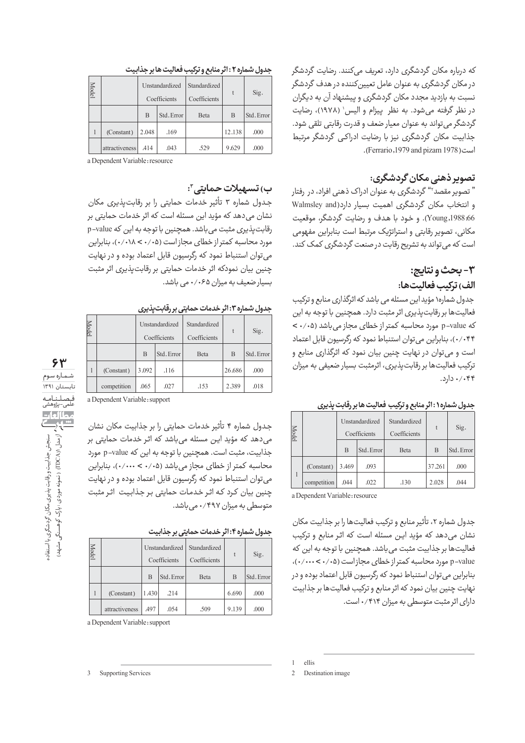که درباره مکان گردشگری دارد، تعریف می‌کنند. رضایت گردشگر در مکان گردشگری به عنوان عامل تعیین‌کننده در هدف گردشگر نسبت به بازدید مجدد مکان گردشگری و پیشنهاد آن به دیگران در نظر گرفته می‌شود. به نظر پیزام و الیس[1] (۱۹۷۸)، رضایت گردشگر می‌تواند به عنوان معیار ضعف و قدرت رقابتی تلقی شود. جذابیت مکان گردشگری نیز با رضایت ادراکی گردشگر مرتبط است(Ferrario ,1979 and pizam 1978).

## تصویر ذهنی مکان گردشگری:

" تصویر مقصد[2]" گردشگری به عنوان ادراک ذهنی افراد، در رفتار و انتخاب مکان گردشگری اهمیت بسیار دارد(Walmsley and Young,1988:66). و خود با هدف و رضایت گردشگر، موقعیت مکانی، تصویر رقابتی و استراتژیک مرتبط است بنابراین مفهومی است که می‌تواند به تشریح رقابت در صنعت گردشگری کمک کند.

## ۳- بحث و نتایج:

### الف) ترکیب فعالیت‌ها:

جدول شماره۱ مؤید این مسئله می باشد که اثرگذاری منابع و ترکیب فعالیت‌ها بر رقابت‌پذیری اثر مثبت دارد. همچنین با توجه به این که p-value مورد محاسبه کمتر از خطای مجاز می باشد (۰/۰۵ > ۰/۰۴۴)، بنابراین می‌توان استنباط نمود که رگرسیون قابل اعتماد است و می‌توان در نهایت چنین بیان نمود که اثرگذاری منابع و ترکیب فعالیت‌ها بر رقابت‌پذیری، اثرمثبت بسیار ضعیفی به میزان ۰/۰۴۴ دارد.

**جدول شماره۱: اثر منابع و ترکیب فعالیت ها بر رقابت پذیری**

| Model | | Unstandardized Coefficients | | Standardized Coefficients | t | Sig. |
|---|---|---|---|---|---|---|
| | | B | Std. Error | Beta | B | Std. Error |
| 1 | (Constant) | 3.469 | .093 | | 37.261 | .000 |
| | competition | .044 | .022 | .130 | 2.028 | .044 |

a Dependent Variable: resource

جدول شماره ۲، تأثیر منابع و ترکیب فعالیت‌ها را بر جذابیت مکان نشان می‌دهد که مؤید این مسئله است که اثر منابع و ترکیب فعالیت‌ها بر جذابیت مثبت می‌باشد. همچنین با توجه به این که p-value مورد محاسبه کمتر از خطای مجاز است (۰/۰۵ > ۰/۰۰۰)، بنابراین می‌توان استنباط نمود که رگرسیون قابل اعتماد بوده و در نهایت چنین بیان نمود که اثر منابع و ترکیب فعالیت‌ها بر جذابیت دارای اثر مثبت متوسطی به میزان ۰/۴۱۴ است.

**جدول شماره ۲: اثر منابع و ترکیب فعالیت ها بر جذابیت**

| Model | | Unstandardized Coefficients | | Standardized Coefficients | t | Sig. |
|---|---|---|---|---|---|---|
| | | B | Std. Error | Beta | B | Std. Error |
| 1 | (Constant) | 2.048 | .169 | | 12.138 | .000 |
| | attractiveness | .414 | .043 | .529 | 9.629 | .000 |

a Dependent Variable: resource

### ب) تسهیلات حمایتی[3]:

جدول شماره ۳ تأثیر خدمات حمایتی را بر رقابت‌پذیری مکان نشان می‌دهد که مؤید این مسئله است که اثر خدمات حمایتی بر رقابت‌پذیری مثبت می‌باشد. همچنین با توجه به این که p-value مورد محاسبه کمتر از خطای مجاز است (۰/۰۵ > ۰/۰۱۸)، بنابراین می‌توان استنباط نمود که رگرسیون قابل اعتماد بوده و در نهایت چنین بیان نمودکه اثر خدمات حمایتی بر رقابت‌پذیری اثر مثبت بسیار ضعیف به میزان ۰/۰۶۵ می باشد.

**جدول شماره ۳: اثر خدمات حمایتی بر رقابت‌پذیری**

| Model | | Unstandardized Coefficients | | Standardized Coefficients | t | Sig. |
|---|---|---|---|---|---|---|
| | | B | Std. Error | Beta | B | Std. Error |
| 1 | (Constant) | 3.092 | .116 | | 26.686 | .000 |
| | competition | .065 | .027 | .153 | 2.389 | .018 |

a Dependent Variable: support

جدول شماره ۴ تأثیر خدمات حمایتی را بر جذابیت مکان نشان می‌دهد که مؤید این مسئله می‌باشد که اثر خدمات حمایتی بر جذابیت، مثبت است. همچنین با توجه به این که p-value مورد محاسبه کمتر از خطای مجاز می‌باشد (۰/۰۵ > ۰/۰۰۰)، بنابراین می‌توان استنباط نمود که رگرسیون قابل اعتماد بوده و در نهایت چنین بیان کرد که اثر خدمات حمایتی بر جذابیت اثر مثبت متوسطی به میزان ۰/۴۹۷ می‌باشد.

**جدول شماره ۴: اثر خدمات حمایتی بر جذابیت**

| Model | | Unstandardized Coefficients | | Standardized Coefficients | t | Sig. |
|---|---|---|---|---|---|---|
| | | B | Std. Error | Beta | B | Std. Error |
| 1 | (Constant) | 1.430 | .214 | | 6.690 | .000 |
| | attractiveness | .497 | .054 | .509 | 9.139 | .000 |

a Dependent Variable: support

---

1 ellis

2 Destination image

3 Supporting Services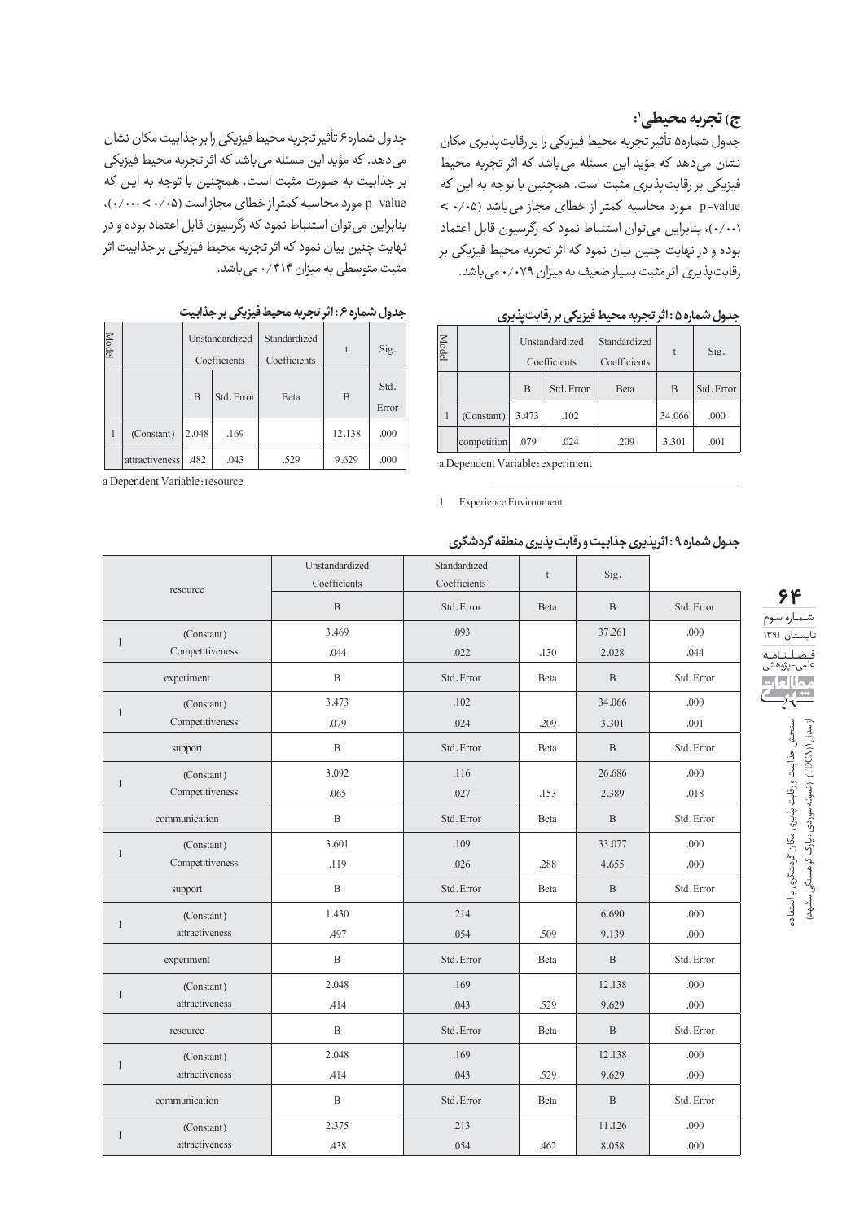### ج) تجربه محیطی[1]:

جدول شماره۵ تأثیر تجربه محیط فیزیکی را بر رقابت‌پذیری مکان نشان می‌دهد که مؤید این مسئله می‌باشد که اثر تجربه محیط فیزیکی بر رقابت‌پذیری مثبت است. همچنین با توجه به این که p-value مورد محاسبه کمتر از خطای مجاز می‌باشد (۰/۰۵ > ۰/۰۰۱)، بنابراین می‌توان استنباط نمود که رگرسیون قابل اعتماد بوده و در نهایت چنین بیان نمود که اثر تجربه محیط فیزیکی بر رقابت‌پذیری اثر مثبت بسیار ضعیف به میزان ۰/۰۷۹ می‌باشد.

**جدول شماره ۵ : اثر تجربه محیط فیزیکی بر رقابت‌پذیری**

| Model | | Unstandardized Coefficients | | Standardized Coefficients | t | Sig. |
|---|---|---|---|---|---|---|
| | | B | Std. Error | Beta | B | Std. Error |
| 1 | (Constant) | 3.473 | .102 | | 34.066 | .000 |
| | competition | .079 | .024 | .209 | 3.301 | .001 |

a Dependent Variable: experiment

1 Experience Environment

جدول شماره۶ تأثیر تجربه محیط فیزیکی را بر جذابیت مکان نشان می‌دهد. که مؤید این مسئله می‌باشد که اثر تجربه محیط فیزیکی بر جذابیت به صورت مثبت است. همچنین با توجه به این که p-value مورد محاسبه کمتر از خطای مجاز است (۰/۰۵ > ۰/۰۰۰)، بنابراین می‌توان استنباط نمود که رگرسیون قابل اعتماد بوده و در نهایت چنین بیان نمود که اثر تجربه محیط فیزیکی بر جذابیت اثر مثبت متوسطی به میزان ۰/۴۱۴ می‌باشد.

**جدول شماره ۶ : اثر تجربه محیط فیزیکی بر جذابیت**

| Model | | Unstandardized Coefficients | | Standardized Coefficients | t | Sig. |
|---|---|---|---|---|---|---|
| | | B | Std. Error | Beta | B | Std. Error |
| 1 | (Constant) | 2.048 | .169 | | 12.138 | .000 |
| | attractiveness | .482 | .043 | .529 | 9.629 | .000 |

a Dependent Variable: resource

**جدول شماره ۹ : اثرپذیری جذابیت و رقابت پذیری منطقه گردشگری**

| resource | | Unstandardized Coefficients | Standardized Coefficients | t | Sig. | |
|---|---|---|---|---|---|---|
| | | B | Std. Error | Beta | B | Std. Error |
| 1 | (Constant) | 3.469 | .093 | | 37.261 | .000 |
| | Competitiveness | .044 | .022 | .130 | 2.028 | .044 |
| experiment | | B | Std. Error | Beta | B | Std. Error |
| 1 | (Constant) | 3.473 | .102 | | 34.066 | .000 |
| | Competitiveness | .079 | .024 | .209 | 3.301 | .001 |
| support | | B | Std. Error | Beta | B | Std. Error |
| 1 | (Constant) | 3.092 | .116 | | 26.686 | .000 |
| | Competitiveness | .065 | .027 | .153 | 2.389 | .018 |
| communication | | B | Std. Error | Beta | B | Std. Error |
| 1 | (Constant) | 3.601 | .109 | | 33.077 | .000 |
| | Competitiveness | .119 | .026 | .288 | 4.655 | .000 |
| support | | B | Std. Error | Beta | B | Std. Error |
| 1 | (Constant) | 1.430 | .214 | | 6.690 | .000 |
| | attractiveness | .497 | .054 | .509 | 9.139 | .000 |
| experiment | | B | Std. Error | Beta | B | Std. Error |
| 1 | (Constant) | 2.048 | .169 | | 12.138 | .000 |
| | attractiveness | .414 | .043 | .529 | 9.629 | .000 |
| resource | | B | Std. Error | Beta | B | Std. Error |
| 1 | (Constant) | 2.048 | .169 | | 12.138 | .000 |
| | attractiveness | .414 | .043 | .529 | 9.629 | .000 |
| communication | | B | Std. Error | Beta | B | Std. Error |
| 1 | (Constant) | 2.375 | .213 | | 11.126 | .000 |
| | attractiveness | .438 | .054 | .462 | 8.058 | .000 |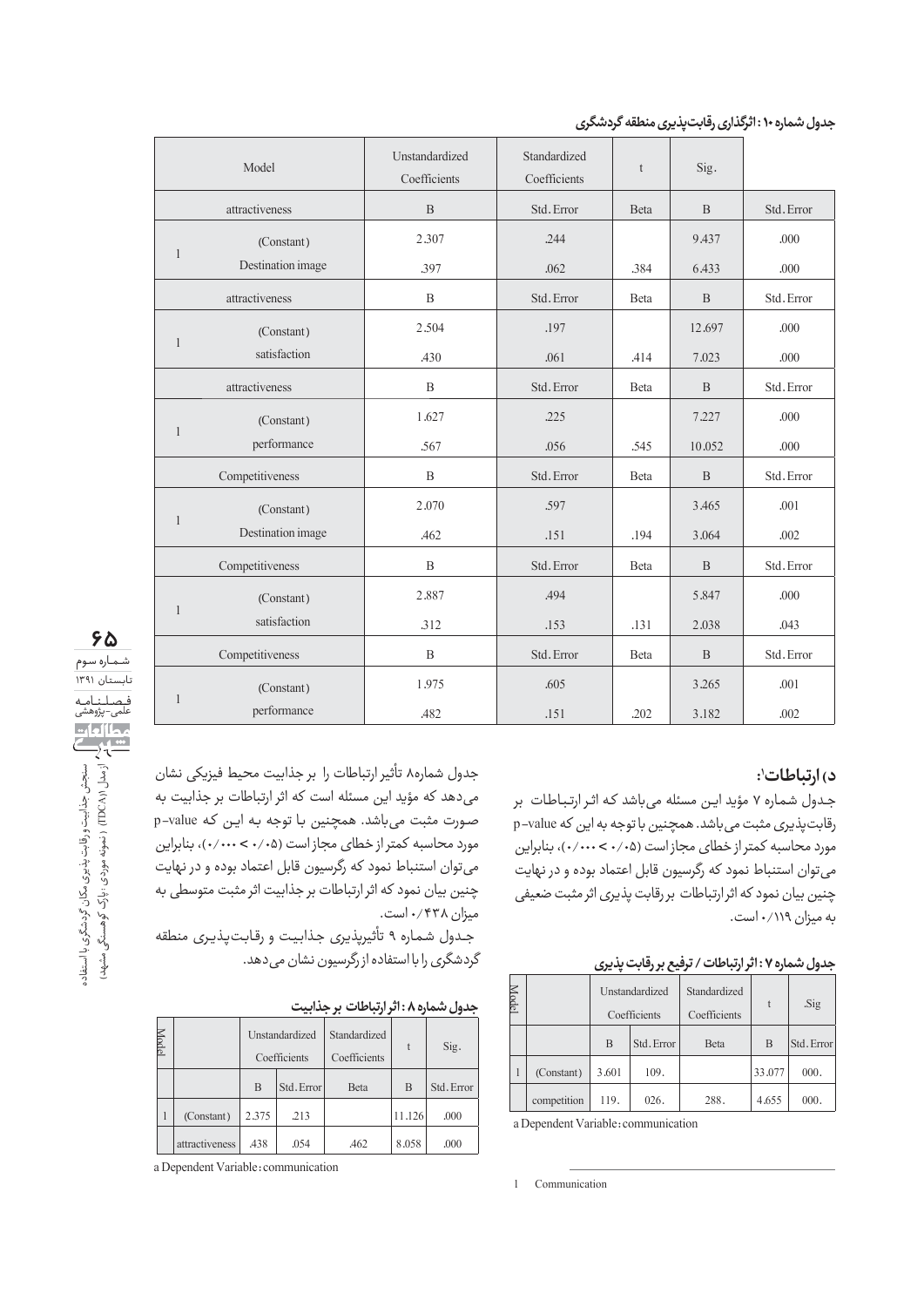جدول شماره ۱۰: اثرگذاری رقابت‌پذیری منطقه گردشگری

| Model | | Unstandardized Coefficients | Standardized Coefficients | t | Sig. | |
|---|---|---|---|---|---|---|
| attractiveness | | B | Std. Error | Beta | B | Std. Error |
| 1 | (Constant) | 2.307 | .244 | | 9.437 | .000 |
| | Destination image | .397 | .062 | .384 | 6.433 | .000 |
| attractiveness | | B | Std. Error | Beta | B | Std. Error |
| 1 | (Constant) | 2.504 | .197 | | 12.697 | .000 |
| | satisfaction | .430 | .061 | .414 | 7.023 | .000 |
| attractiveness | | B | Std. Error | Beta | B | Std. Error |
| 1 | (Constant) | 1.627 | .225 | | 7.227 | .000 |
| | performance | .567 | .056 | .545 | 10.052 | .000 |
| Competitiveness | | B | Std. Error | Beta | B | Std. Error |
| 1 | (Constant) | 2.070 | .597 | | 3.465 | .001 |
| | Destination image | .462 | .151 | .194 | 3.064 | .002 |
| Competitiveness | | B | Std. Error | Beta | B | Std. Error |
| 1 | (Constant) | 2.887 | .494 | | 5.847 | .000 |
| | satisfaction | .312 | .153 | .131 | 2.038 | .043 |
| Competitiveness | | B | Std. Error | Beta | B | Std. Error |
| 1 | (Constant) | 1.975 | .605 | | 3.265 | .001 |
| | performance | .482 | .151 | .202 | 3.182 | .002 |

## د) ارتباطات[1]:

جدول شماره ۷ مؤید این مسئله می‌باشد که اثر ارتباطات بر رقابت‌پذیری مثبت می‌باشد. همچنین با توجه به این که p-value مورد محاسبه کمتر از خطای مجاز است (۰/۰۵ > ۰/۰۰۰)، بنابراین می‌توان استنباط نمود که رگرسیون قابل اعتماد بوده و در نهایت چنین بیان نمود که اثر ارتباطات بر رقابت پذیری اثر مثبت ضعیفی به میزان ۰/۱۱۹ است.

جدول شماره ۷: اثر ارتباطات / ترفیع بر رقابت پذیری

| Model | | Unstandardized Coefficients | | Standardized Coefficients | t | .Sig |
|---|---|---|---|---|---|---|
| | | B | Std. Error | Beta | B | Std. Error |
| 1 | (Constant) | 3.601 | 109. | | 33.077 | 000. |
| | competition | 119. | 026. | 288. | 4.655 | 000. |

a Dependent Variable: communication

جدول شماره۸ تأثیر ارتباطات را بر جذابیت محیط فیزیکی نشان می‌دهد که مؤید این مسئله است که اثر ارتباطات بر جذابیت به صورت مثبت می‌باشد. همچنین با توجه به این که p-value مورد محاسبه کمتر از خطای مجاز است (۰/۰۵ > ۰/۰۰۰)، بنابراین می‌توان استنباط نمود که رگرسیون قابل اعتماد بوده و در نهایت چنین بیان نمود که اثر ارتباطات بر جذابیت اثر مثبت متوسطی به میزان ۰/۴۳۸ است.

جدول شماره ۹ تأثیرپذیری جذابیت و رقابت‌پذیری منطقه گردشگری را با استفاده از رگرسیون نشان می‌دهد.

جدول شماره ۸: اثر ارتباطات بر جذابیت

| Model | | Unstandardized Coefficients | | Standardized Coefficients | t | Sig. |
|---|---|---|---|---|---|---|
| | | B | Std. Error | Beta | B | Std. Error |
| 1 | (Constant) | 2.375 | .213 | | 11.126 | .000 |
| | attractiveness | .438 | .054 | .462 | 8.058 | .000 |

a Dependent Variable: communication

1 Communication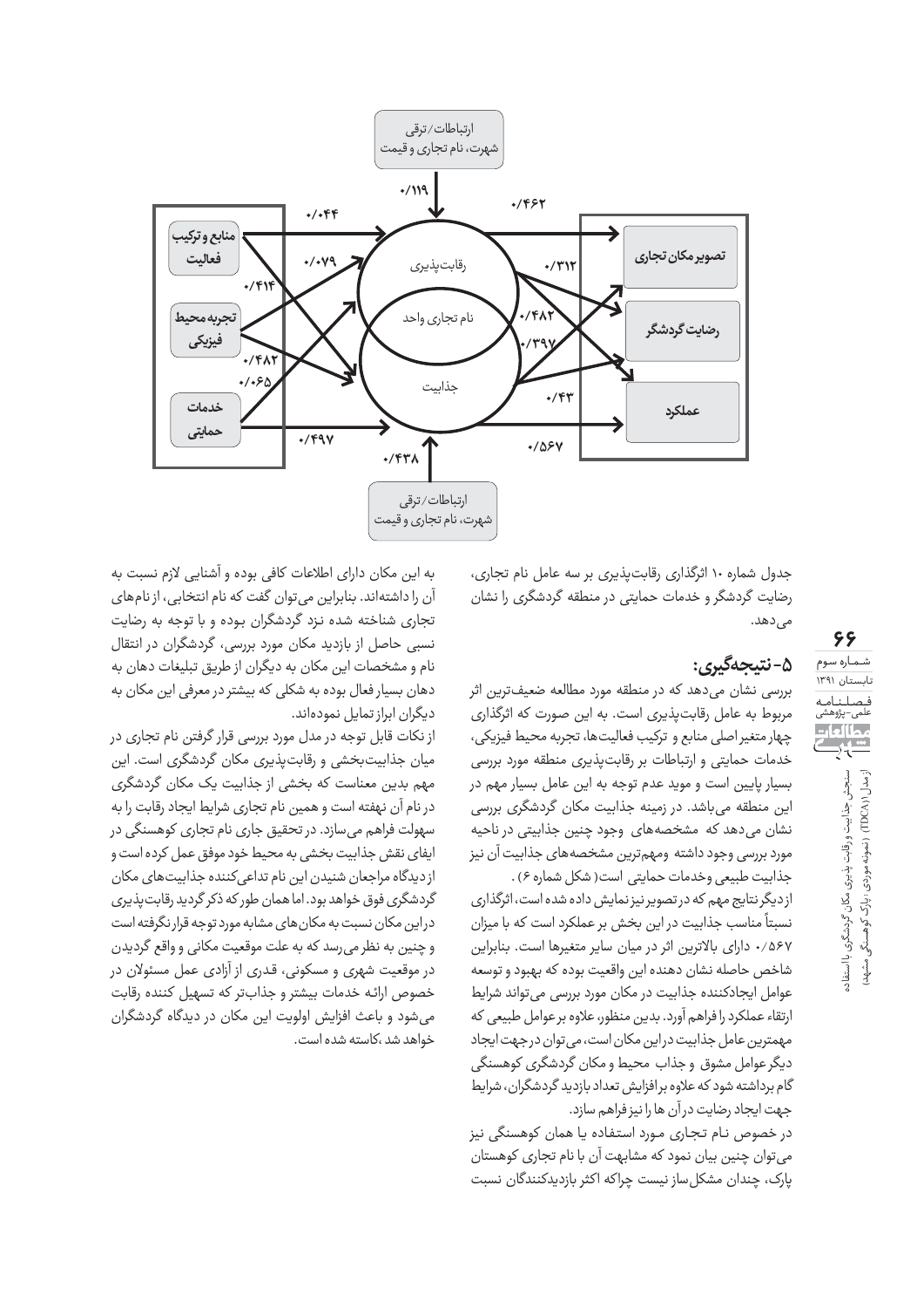جدول شماره ۱۰ اثرگذاری رقابت‌پذیری بر سه عامل نام تجاری، رضایت گردشگر و خدمات حمایتی در منطقه گردشگری را نشان می‌دهد.

## ۵- نتیجه‌گیری:

بررسی نشان می‌دهد که در منطقه مورد مطالعه ضعیف‌ترین اثر مربوط به عامل رقابت‌پذیری است. به این صورت که اثرگذاری چهار متغیر اصلی منابع و ترکیب فعالیت‌ها، تجربه محیط فیزیکی، خدمات حمایتی و ارتباطات بر رقابت‌پذیری منطقه مورد بررسی بسیار پایین است و موید عدم توجه به این عامل بسیار مهم در این منطقه می‌باشد. در زمینه جذابیت مکان گردشگری بررسی نشان می‌دهد که مشخصه‌های وجود چنین جذابیتی در ناحیه مورد بررسی وجود داشته ومهم‌ترین مشخصه‌های جذابیت آن نیز جذابیت طبیعی وخدمات حمایتی است( شکل شماره ۶) .

از دیگر نتایج مهم که در تصویر نیز نمایش داده شده است، اثرگذاری نسبتاً مناسب جذابیت در این بخش بر عملکرد است که با میزان ۰/۵۶۷ دارای بالاترین اثر در میان سایر متغیرها است. بنابراین شاخص حاصله نشان دهنده این واقعیت بوده که بهبود و توسعه عوامل ایجادکننده جذابیت در مکان مورد بررسی می‌تواند شرایط ارتقاء عملکرد را فراهم آورد. بدین منظور، علاوه بر عوامل طبیعی که مهمترین عامل جذابیت در این مکان است، می‌توان در جهت ایجاد دیگر عوامل مشوق و جذاب محیط و مکان گردشگری کوهسنگی گام برداشته شود که علاوه بر افزایش تعداد بازدید گردشگران، شرایط جهت ایجاد رضایت در آن ها را نیز فراهم سازد.

در خصوص نام تجاری مورد استفاده یا همان کوهسنگی نیز می‌توان چنین بیان نمود که مشابهت آن با نام تجاری کوهستان پارک، چندان مشکل‌ساز نیست چراکه اکثر بازدیدکنندگان نسبت به این مکان دارای اطلاعات کافی بوده و آشنایی لازم نسبت به آن را داشته‌اند. بنابراین می‌توان گفت که نام انتخابی، از نام‌های تجاری شناخته شده نزد گردشگران بوده و با توجه به رضایت نسبی حاصل از بازدید مکان مورد بررسی، گردشگران در انتقال نام و مشخصات این مکان به دیگران از طریق تبلیغات دهان به دهان بسیار فعال بوده به شکلی که بیشتر در معرفی این مکان به دیگران ابراز تمایل نموده‌اند.

از نکات قابل توجه در مدل مورد بررسی قرار گرفتن نام تجاری در میان جذابیت‌بخشی و رقابت‌پذیری مکان گردشگری است. این مهم بدین معناست که بخشی از جذابیت یک مکان گردشگری در نام آن نهفته است و همین نام تجاری شرایط ایجاد رقابت را به سهولت فراهم می‌سازد. در تحقیق جاری نام تجاری کوهسنگی در ایفای نقش جذابیت بخشی به محیط خود موفق عمل کرده است و از دیدگاه مراجعان شنیدن این نام تداعی‌کننده جذابیت‌های مکان گردشگری فوق خواهد بود. اما همان طور که ذکر گردید رقابت‌پذیری در این مکان نسبت به مکان‌های مشابه مورد توجه قرار نگرفته است و چنین به نظر می‌رسد که به علت موقعیت مکانی و واقع گردیدن در موقعیت شهری و مسکونی، قدری از آزادی عمل مسئولان در خصوص ارائه خدمات بیشتر و جذاب‌تر که تسهیل کننده رقابت می‌شود و باعث افزایش اولویت این مکان در دیدگاه گردشگران خواهد شد ،کاسته شده است.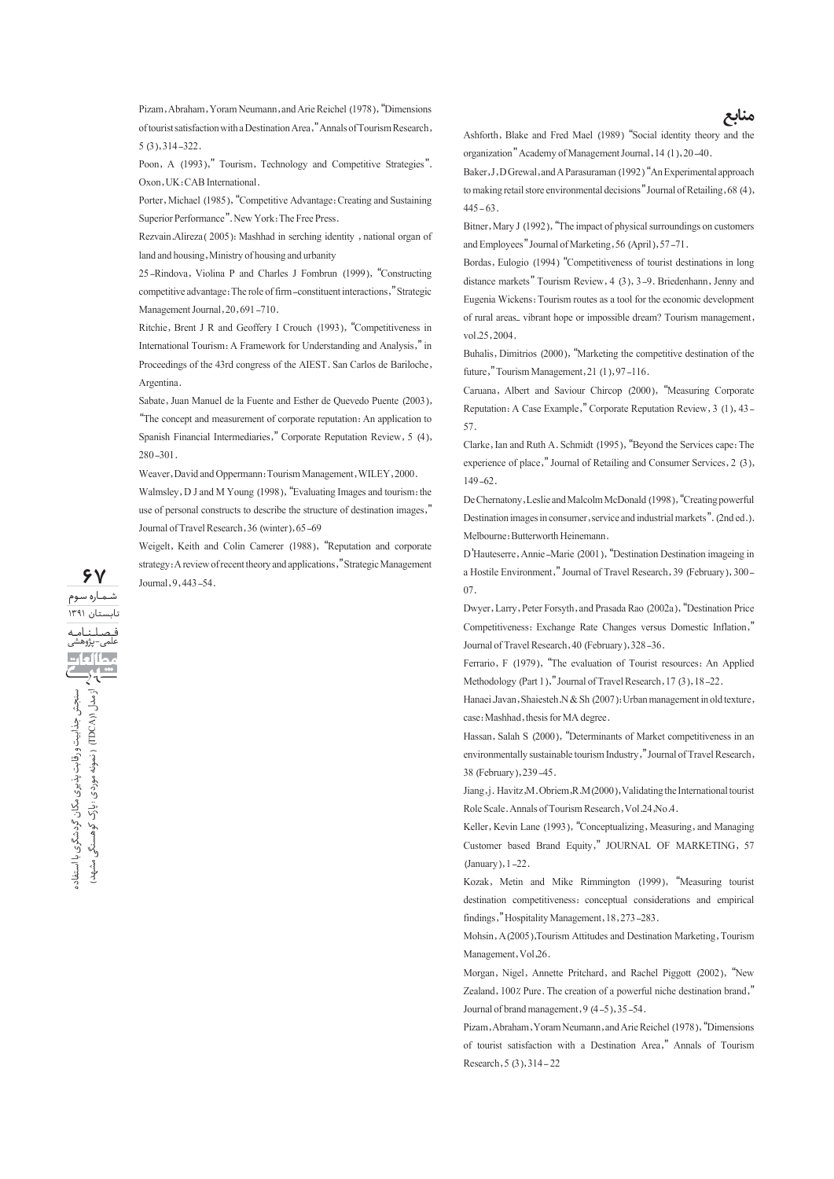## منابع

Ashforth, Blake and Fred Mael (1989) "Social identity theory and the organization" Academy of Management Journal, 14 (1), 20-40.

Baker, J, D Grewal, and A Parasuraman (1992) "An Experimental approach to making retail store environmental decisions" Journal of Retailing, 68 (4), 445-63.

Bitner, Mary J (1992), "The impact of physical surroundings on customers and Employees" Journal of Marketing, 56 (April), 57-71.

Bordas, Eulogio (1994) "Competitiveness of tourist destinations in long distance markets" Tourism Review, 4 (3), 3-9. Briedenhann, Jenny and Eugenia Wickens: Tourism routes as a tool for the economic development of rural areas_ vibrant hope or impossible dream? Tourism management, vol.25, 2004.

Buhalis, Dimitrios (2000), "Marketing the competitive destination of the future," Tourism Management, 21 (1), 97-116.

Caruana, Albert and Saviour Chircop (2000), "Measuring Corporate Reputation: A Case Example," Corporate Reputation Review, 3 (1), 43-57.

Clarke, Ian and Ruth A. Schmidt (1995), "Beyond the Services cape: The experience of place," Journal of Retailing and Consumer Services, 2 (3), 149-62.

De Chernatony, Leslie and Malcolm McDonald (1998), "Creating powerful Destination images in consumer, service and industrial markets". (2nd ed.). Melbourne: Butterworth Heinemann.

D'Hauteserre, Annie-Marie (2001), "Destination Destination imageing in a Hostile Environment," Journal of Travel Research, 39 (February), 300-07.

Dwyer, Larry, Peter Forsyth, and Prasada Rao (2002a), "Destination Price Competitiveness: Exchange Rate Changes versus Domestic Inflation," Journal of Travel Research, 40 (February), 328-36.

Ferrario, F (1979), "The evaluation of Tourist resources: An Applied Methodology (Part 1)," Journal of Travel Research, 17 (3), 18-22.

Hanaei Javan, Shaiesteh N & Sh (2007): Urban management in old texture, case: Mashhad, thesis for MA degree.

Hassan, Salah S (2000), "Determinants of Market competitiveness in an environmentally sustainable tourism Industry," Journal of Travel Research, 38 (February), 239-45.

Jiang, j. Havitz, M. Obriem, R.M (2000), Validating the International tourist Role Scale. Annals of Tourism Research, Vol.24, No.4.

Keller, Kevin Lane (1993), "Conceptualizing, Measuring, and Managing Customer based Brand Equity," JOURNAL OF MARKETING, 57 (January), 1-22.

Kozak, Metin and Mike Rimmington (1999), "Measuring tourist destination competitiveness: conceptual considerations and empirical findings," Hospitality Management, 18, 273-283.

Mohsin, A (2005), Tourism Attitudes and Destination Marketing, Tourism Management, Vol,26.

Morgan, Nigel, Annette Pritchard, and Rachel Piggott (2002), "New Zealand, 100% Pure. The creation of a powerful niche destination brand," Journal of brand management, 9 (4-5), 35-54.

Pizam, Abraham, Yoram Neumann, and Arie Reichel (1978), "Dimensions of tourist satisfaction with a Destination Area," Annals of Tourism Research, 5 (3), 314-22

Pizam, Abraham, Yoram Neumann, and Arie Reichel (1978), "Dimensions of tourist satisfaction with a Destination Area," Annals of Tourism Research, 5 (3), 314-322.

Poon, A (1993)," Tourism, Technology and Competitive Strategies". Oxon, UK: CAB International.

Porter, Michael (1985), "Competitive Advantage: Creating and Sustaining Superior Performance". New York: The Free Press.

Rezvain.Alireza( 2005): Mashhad in serching identity , national organ of land and housing, Ministry of housing and urbanity

25-Rindova, Violina P and Charles J Fombrun (1999), "Constructing competitive advantage: The role of firm-constituent interactions," Strategic Management Journal, 20, 691-710.

Ritchie, Brent J R and Geoffery I Crouch (1993), "Competitiveness in International Tourism: A Framework for Understanding and Analysis," in Proceedings of the 43rd congress of the AIEST. San Carlos de Bariloche, Argentina.

Sabate, Juan Manuel de la Fuente and Esther de Quevedo Puente (2003), "The concept and measurement of corporate reputation: An application to Spanish Financial Intermediaries," Corporate Reputation Review, 5 (4), 280-301.

Weaver, David and Oppermann: Tourism Management, WILEY, 2000.

Walmsley, D J and M Young (1998), "Evaluating Images and tourism: the use of personal constructs to describe the structure of destination images," Journal of Travel Research, 36 (winter), 65-69

Weigelt, Keith and Colin Camerer (1988), "Reputation and corporate strategy: A review of recent theory and applications," Strategic Management Journal, 9, 443-54.